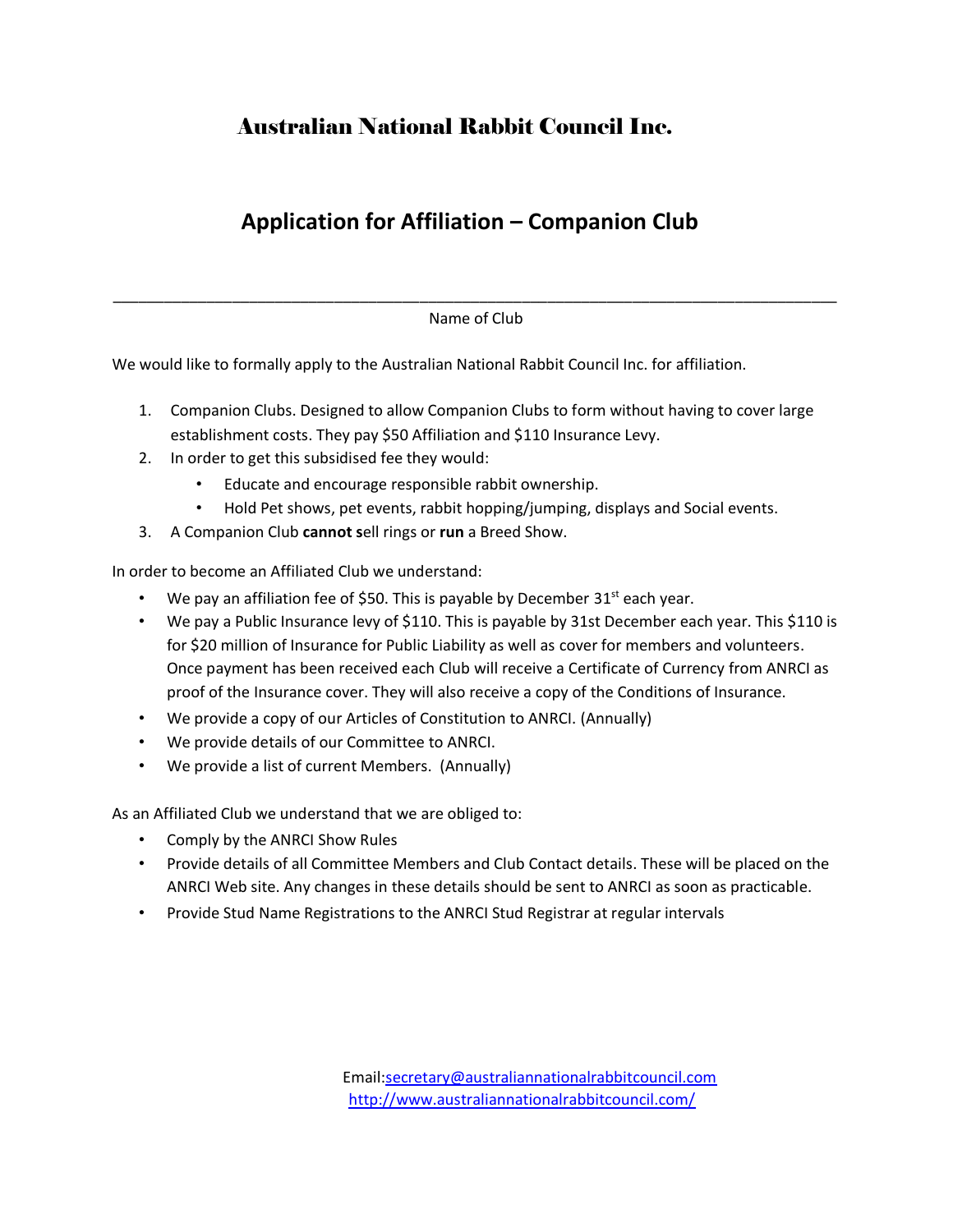# Australian National Rabbit Council Inc.

## Application for Affiliation – Companion Club

\_\_\_\_\_\_\_\_\_\_\_\_\_\_\_\_\_\_\_\_\_\_\_\_\_\_\_\_\_\_\_\_\_\_\_\_\_\_\_\_\_\_\_\_\_\_\_\_\_\_\_\_\_\_\_\_\_\_\_\_\_\_\_\_\_\_\_\_\_\_\_\_\_\_\_\_

Name of Club

We would like to formally apply to the Australian National Rabbit Council Inc. for affiliation.

1. Companion Clubs. Designed to allow Companion Clubs to form without having to cover large establishment costs. They pay $50 Affiliation and $110 Insurance Levy.
2. In order to get this subsidised fee they would:
   - Educate and encourage responsible rabbit ownership.
   - Hold Pet shows, pet events, rabbit hopping/jumping, displays and Social events.
3. A Companion Club **cannot s**ell rings or **run** a Breed Show.

In order to become an Affiliated Club we understand:

- We pay an affiliation fee of $50. This is payable by December 31st each year.
- We pay a Public Insurance levy of $110. This is payable by 31st December each year. This $110 is for $20 million of Insurance for Public Liability as well as cover for members and volunteers. Once payment has been received each Club will receive a Certificate of Currency from ANRCI as proof of the Insurance cover. They will also receive a copy of the Conditions of Insurance.
- We provide a copy of our Articles of Constitution to ANRCI. (Annually)
- We provide details of our Committee to ANRCI.
- We provide a list of current Members. (Annually)

As an Affiliated Club we understand that we are obliged to:

- Comply by the ANRCI Show Rules
- Provide details of all Committee Members and Club Contact details. These will be placed on the ANRCI Web site. Any changes in these details should be sent to ANRCI as soon as practicable.
- Provide Stud Name Registrations to the ANRCI Stud Registrar at regular intervals

Email:secretary@australiannationalrabbitcouncil.com
http://www.australiannationalrabbitcouncil.com/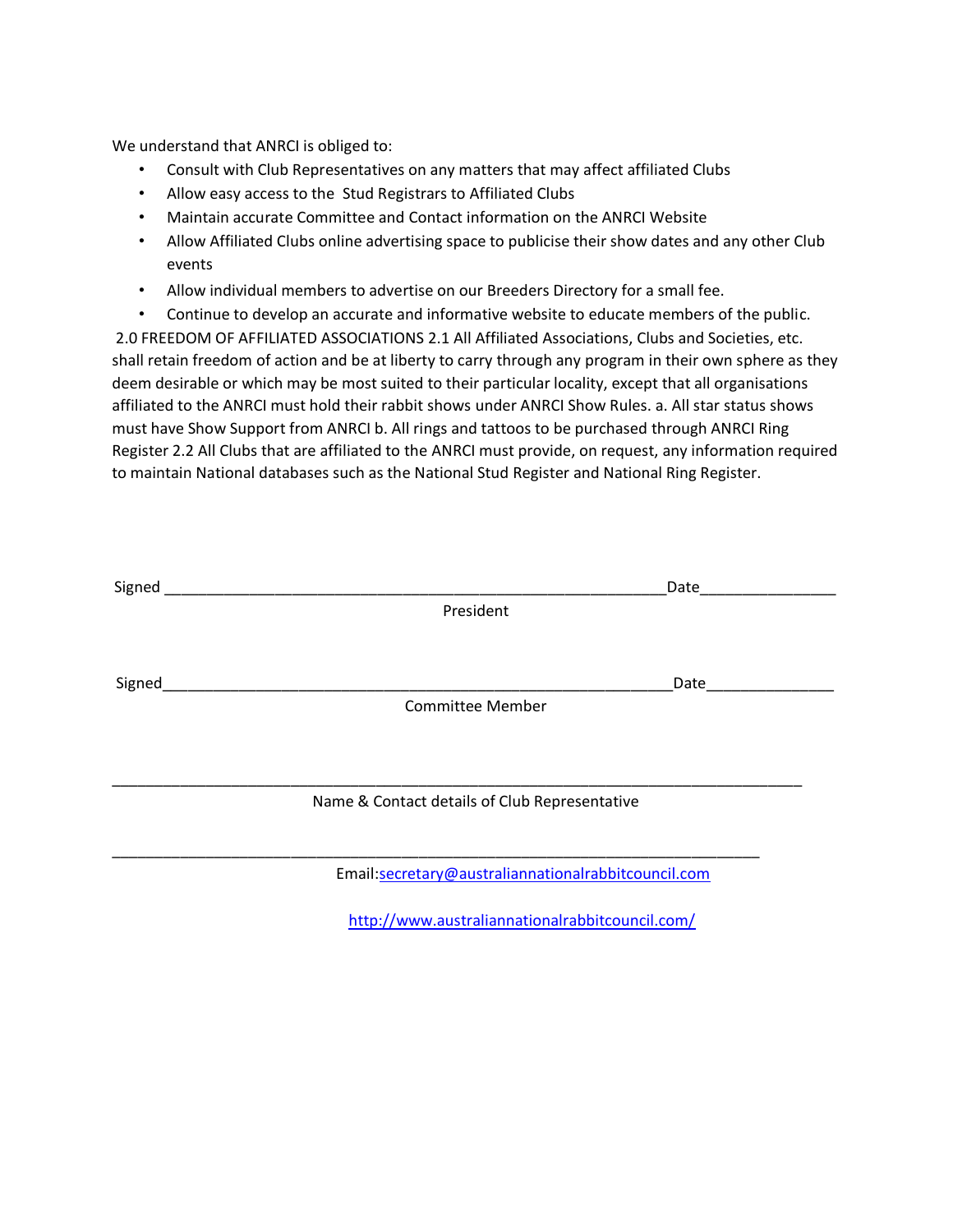We understand that ANRCI is obliged to:

- Consult with Club Representatives on any matters that may affect affiliated Clubs
- Allow easy access to the Stud Registrars to Affiliated Clubs
- Maintain accurate Committee and Contact information on the ANRCI Website
- Allow Affiliated Clubs online advertising space to publicise their show dates and any other Club events
- Allow individual members to advertise on our Breeders Directory for a small fee.
- Continue to develop an accurate and informative website to educate members of the public.

2.0 FREEDOM OF AFFILIATED ASSOCIATIONS 2.1 All Affiliated Associations, Clubs and Societies, etc. shall retain freedom of action and be at liberty to carry through any program in their own sphere as they deem desirable or which may be most suited to their particular locality, except that all organisations affiliated to the ANRCI must hold their rabbit shows under ANRCI Show Rules. a. All star status shows must have Show Support from ANRCI b. All rings and tattoos to be purchased through ANRCI Ring Register 2.2 All Clubs that are affiliated to the ANRCI must provide, on request, any information required to maintain National databases such as the National Stud Register and National Ring Register.

Signed ____________________________________________________________ Date________________

President

Signed_____________________________________________________________ Date_______________

Committee Member

___________________________________________________________________________________

Name & Contact details of Club Representative

______________________________________________________________________________

Email:secretary@australiannationalrabbitcouncil.com

http://www.australiannationalrabbitcouncil.com/